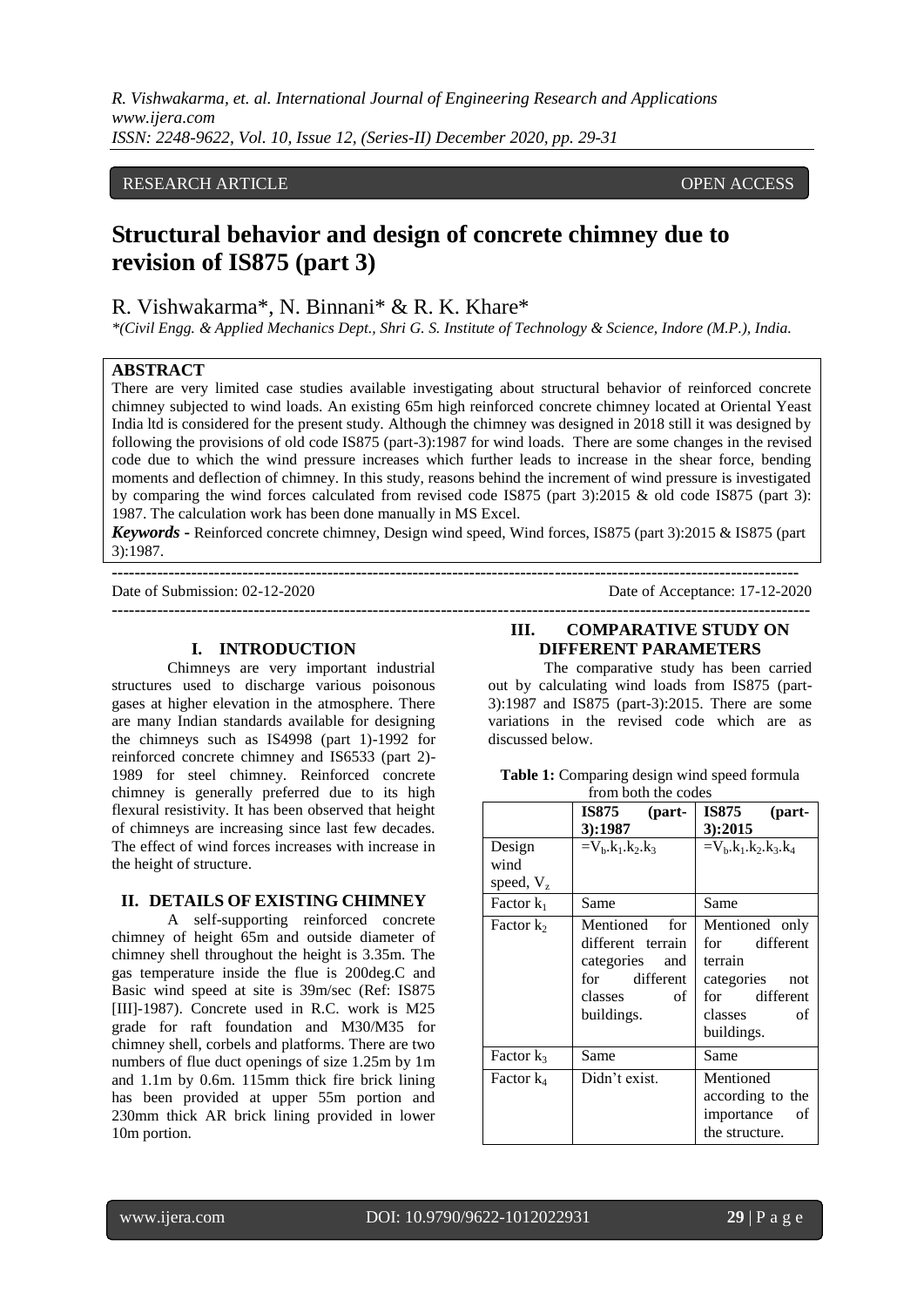RESEARCH ARTICLE OPEN ACCESS

# Structural behavior and design of concrete chimney due to revision of IS875 (part 3)

R. Vishwakarma*, N. Binnani* & R. K. Khare*

*\*(Civil Engg. & Applied Mechanics Dept., Shri G. S. Institute of Technology & Science, Indore (M.P.), India.*

## ABSTRACT

There are very limited case studies available investigating about structural behavior of reinforced concrete chimney subjected to wind loads. An existing 65m high reinforced concrete chimney located at Oriental Yeast India ltd is considered for the present study. Although the chimney was designed in 2018 still it was designed by following the provisions of old code IS875 (part-3):1987 for wind loads. There are some changes in the revised code due to which the wind pressure increases which further leads to increase in the shear force, bending moments and deflection of chimney. In this study, reasons behind the increment of wind pressure is investigated by comparing the wind forces calculated from revised code IS875 (part 3):2015 & old code IS875 (part 3): 1987. The calculation work has been done manually in MS Excel.

***Keywords -*** Reinforced concrete chimney, Design wind speed, Wind forces, IS875 (part 3):2015 & IS875 (part 3):1987.

---

Date of Submission: 02-12-2020 Date of Acceptance: 17-12-2020

---

## I. INTRODUCTION

Chimneys are very important industrial structures used to discharge various poisonous gases at higher elevation in the atmosphere. There are many Indian standards available for designing the chimneys such as IS4998 (part 1)-1992 for reinforced concrete chimney and IS6533 (part 2)-1989 for steel chimney. Reinforced concrete chimney is generally preferred due to its high flexural resistivity. It has been observed that height of chimneys are increasing since last few decades. The effect of wind forces increases with increase in the height of structure.

## II. DETAILS OF EXISTING CHIMNEY

A self-supporting reinforced concrete chimney of height 65m and outside diameter of chimney shell throughout the height is 3.35m. The gas temperature inside the flue is 200deg.C and Basic wind speed at site is 39m/sec (Ref: IS875 [III]-1987). Concrete used in R.C. work is M25 grade for raft foundation and M30/M35 for chimney shell, corbels and platforms. There are two numbers of flue duct openings of size 1.25m by 1m and 1.1m by 0.6m. 115mm thick fire brick lining has been provided at upper 55m portion and 230mm thick AR brick lining provided in lower 10m portion.

## III. COMPARATIVE STUDY ON DIFFERENT PARAMETERS

The comparative study has been carried out by calculating wind loads from IS875 (part-3):1987 and IS875 (part-3):2015. There are some variations in the revised code which are as discussed below.

**Table 1:** Comparing design wind speed formula from both the codes

| | **IS875 (part-3):1987** | **IS875 (part-3):2015** |
|---|---|---|
| Design wind speed, $V_z$ | $=V_b.k_1.k_2.k_3$ | $=V_b.k_1.k_2.k_3.k_4$ |
| Factor $k_1$ | Same | Same |
| Factor $k_2$ | Mentioned for different terrain categories and for different classes of buildings. | Mentioned only for different terrain categories not for different classes of buildings. |
| Factor $k_3$ | Same | Same |
| Factor $k_4$ | Didn't exist. | Mentioned according to the importance of the structure. |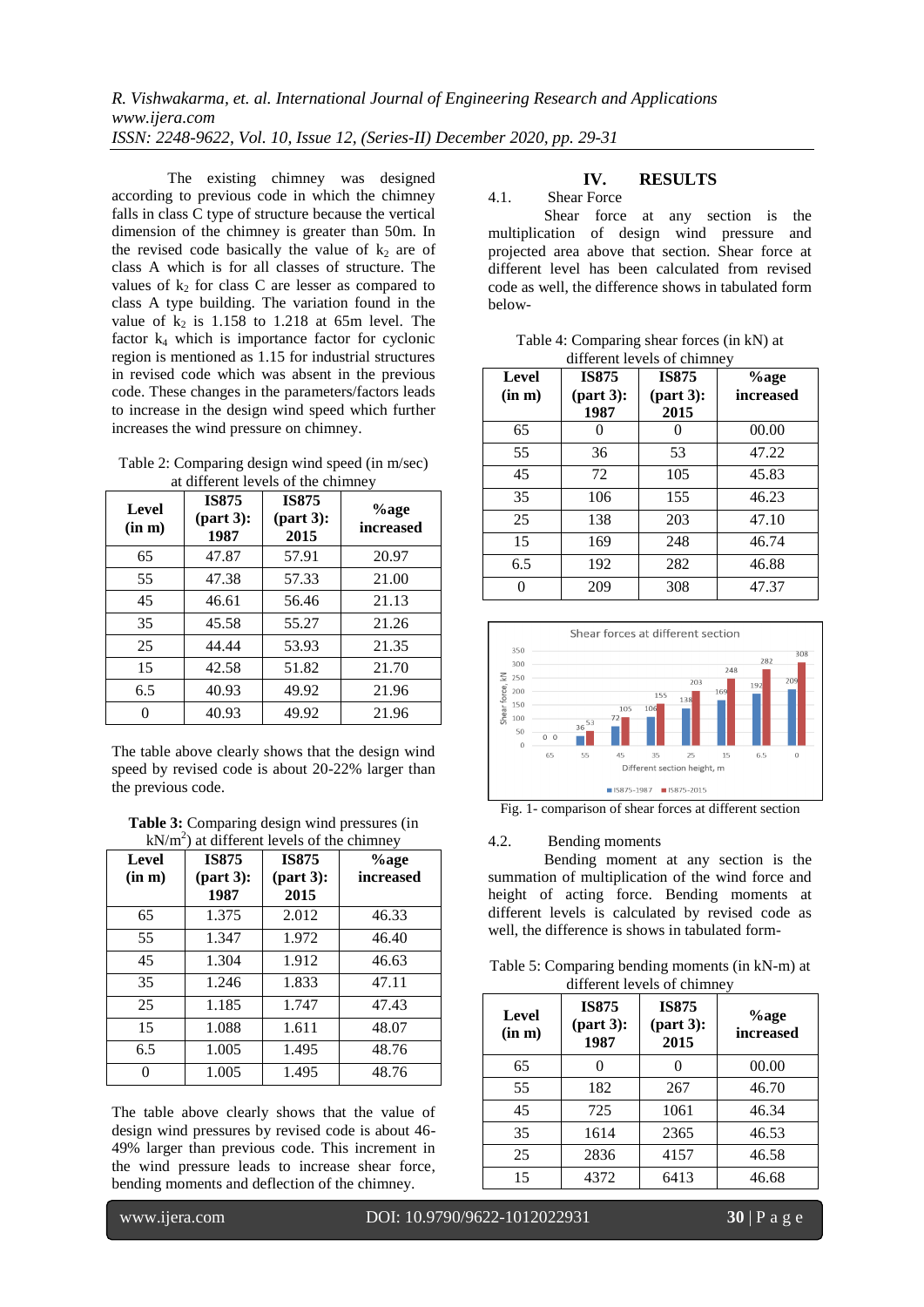The existing chimney was designed according to previous code in which the chimney falls in class C type of structure because the vertical dimension of the chimney is greater than 50m. In the revised code basically the value of $k_2$ are of class A which is for all classes of structure. The values of $k_2$ for class C are lesser as compared to class A type building. The variation found in the value of $k_2$ is 1.158 to 1.218 at 65m level. The factor $k_4$ which is importance factor for cyclonic region is mentioned as 1.15 for industrial structures in revised code which was absent in the previous code. These changes in the parameters/factors leads to increase in the design wind speed which further increases the wind pressure on chimney.

Table 2: Comparing design wind speed (in m/sec) at different levels of the chimney

| Level (in m) | IS875 (part 3): 1987 | IS875 (part 3): 2015 | %age increased |
|---|---|---|---|
| 65 | 47.87 | 57.91 | 20.97 |
| 55 | 47.38 | 57.33 | 21.00 |
| 45 | 46.61 | 56.46 | 21.13 |
| 35 | 45.58 | 55.27 | 21.26 |
| 25 | 44.44 | 53.93 | 21.35 |
| 15 | 42.58 | 51.82 | 21.70 |
| 6.5 | 40.93 | 49.92 | 21.96 |
| 0 | 40.93 | 49.92 | 21.96 |

The table above clearly shows that the design wind speed by revised code is about 20-22% larger than the previous code.

**Table 3:** Comparing design wind pressures (in $kN/m^2$) at different levels of the chimney

| Level (in m) | IS875 (part 3): 1987 | IS875 (part 3): 2015 | %age increased |
|---|---|---|---|
| 65 | 1.375 | 2.012 | 46.33 |
| 55 | 1.347 | 1.972 | 46.40 |
| 45 | 1.304 | 1.912 | 46.63 |
| 35 | 1.246 | 1.833 | 47.11 |
| 25 | 1.185 | 1.747 | 47.43 |
| 15 | 1.088 | 1.611 | 48.07 |
| 6.5 | 1.005 | 1.495 | 48.76 |
| 0 | 1.005 | 1.495 | 48.76 |

The table above clearly shows that the value of design wind pressures by revised code is about 46-49% larger than previous code. This increment in the wind pressure leads to increase shear force, bending moments and deflection of the chimney.

## IV. RESULTS

### 4.1. Shear Force

Shear force at any section is the multiplication of design wind pressure and projected area above that section. Shear force at different level has been calculated from revised code as well, the difference shows in tabulated form below-

Table 4: Comparing shear forces (in kN) at different levels of chimney

| Level (in m) | IS875 (part 3): 1987 | IS875 (part 3): 2015 | %age increased |
|---|---|---|---|
| 65 | 0 | 0 | 00.00 |
| 55 | 36 | 53 | 47.22 |
| 45 | 72 | 105 | 45.83 |
| 35 | 106 | 155 | 46.23 |
| 25 | 138 | 203 | 47.10 |
| 15 | 169 | 248 | 46.74 |
| 6.5 | 192 | 282 | 46.88 |
| 0 | 209 | 308 | 47.37 |

Fig. 1- comparison of shear forces at different section

### 4.2. Bending moments

Bending moment at any section is the summation of multiplication of the wind force and height of acting force. Bending moments at different levels is calculated by revised code as well, the difference is shows in tabulated form-

Table 5: Comparing bending moments (in kN-m) at different levels of chimney

| Level (in m) | IS875 (part 3): 1987 | IS875 (part 3): 2015 | %age increased |
|---|---|---|---|
| 65 | 0 | 0 | 00.00 |
| 55 | 182 | 267 | 46.70 |
| 45 | 725 | 1061 | 46.34 |
| 35 | 1614 | 2365 | 46.53 |
| 25 | 2836 | 4157 | 46.58 |
| 15 | 4372 | 6413 | 46.68 |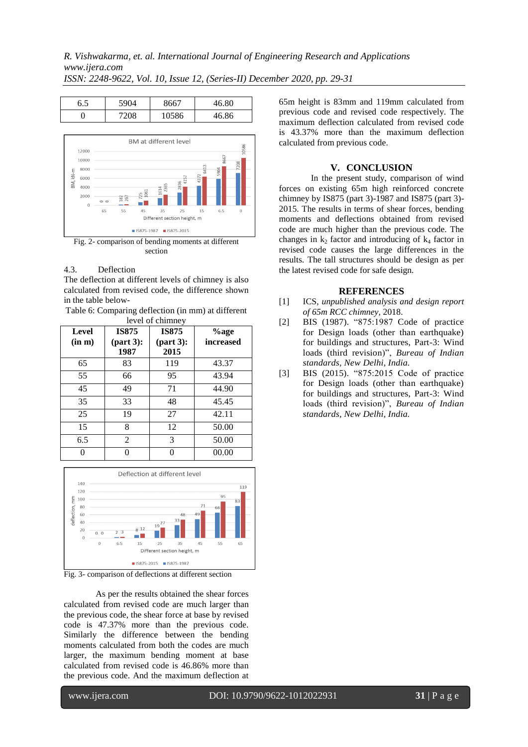| | | | |
|---|---|---|---|
| 6.5 | 5904 | 8667 | 46.80 |
| 0 | 7208 | 10586 | 46.86 |

BM at different level

12000
10000
8000
6000
4000
2000
0

BM, kN-m

0 0
182 267
725 1061
1614 2385
2836 4157
4372 6413
5904 8667
7208 10586

65 55 45 35 25 15 6.5 0

Different section height, m

IS875-1987 IS875-2015

Fig. 2- comparison of bending moments at different section

4.3. Deflection

The deflection at different levels of chimney is also calculated from revised code, the difference shown in the table below-

Table 6: Comparing deflection (in mm) at different level of chimney

| Level (in m) | IS875 (part 3): 1987 | IS875 (part 3): 2015 | %age increased |
|---|---|---|---|
| 65 | 83 | 119 | 43.37 |
| 55 | 66 | 95 | 43.94 |
| 45 | 49 | 71 | 44.90 |
| 35 | 33 | 48 | 45.45 |
| 25 | 19 | 27 | 42.11 |
| 15 | 8 | 12 | 50.00 |
| 6.5 | 2 | 3 | 50.00 |
| 0 | 0 | 0 | 00.00 |

Deflection at different level

140
120
100
80
60
40
20
0

deflection, mm

0 0
2 3
8 12
19 27
33 48
49 71
66 95
83 119

0 6.5 15 25 35 45 55 65

Different section height, m

IS875-2015 IS875-1987

Fig. 3- comparison of deflections at different section

As per the results obtained the shear forces calculated from revised code are much larger than the previous code, the shear force at base by revised code is 47.37% more than the previous code. Similarly the difference between the bending moments calculated from both the codes are much larger, the maximum bending moment at base calculated from revised code is 46.86% more than the previous code. And the maximum deflection at 65m height is 83mm and 119mm calculated from previous code and revised code respectively. The maximum deflection calculated from revised code is 43.37% more than the maximum deflection calculated from previous code.

## V. CONCLUSION

In the present study, comparison of wind forces on existing 65m high reinforced concrete chimney by IS875 (part 3)-1987 and IS875 (part 3)-2015. The results in terms of shear forces, bending moments and deflections obtained from revised code are much higher than the previous code. The changes in $k_2$ factor and introducing of $k_4$ factor in revised code causes the large differences in the results. The tall structures should be design as per the latest revised code for safe design.

## REFERENCES

[1] ICS, *unpublished analysis and design report of 65m RCC chimney*, 2018.

[2] BIS (1987). "875:1987 Code of practice for Design loads (other than earthquake) for buildings and structures, Part-3: Wind loads (third revision)", *Bureau of Indian standards, New Delhi, India.*

[3] BIS (2015). "875:2015 Code of practice for Design loads (other than earthquake) for buildings and structures, Part-3: Wind loads (third revision)", *Bureau of Indian standards, New Delhi, India.*